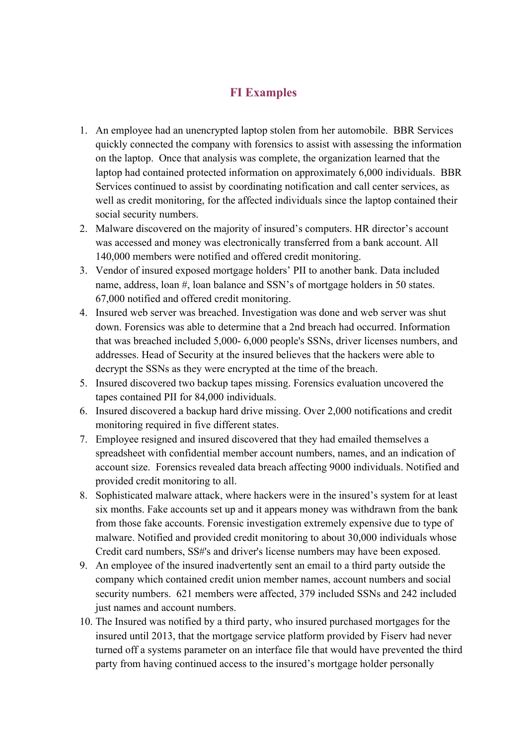# FI Examples

1. An employee had an unencrypted laptop stolen from her automobile.  BBR Services quickly connected the company with forensics to assist with assessing the information on the laptop.  Once that analysis was complete, the organization learned that the laptop had contained protected information on approximately 6,000 individuals.  BBR Services continued to assist by coordinating notification and call center services, as well as credit monitoring, for the affected individuals since the laptop contained their social security numbers.
2. Malware discovered on the majority of insured's computers. HR director's account was accessed and money was electronically transferred from a bank account. All 140,000 members were notified and offered credit monitoring.
3. Vendor of insured exposed mortgage holders' PII to another bank. Data included name, address, loan #, loan balance and SSN's of mortgage holders in 50 states. 67,000 notified and offered credit monitoring.
4. Insured web server was breached. Investigation was done and web server was shut down. Forensics was able to determine that a 2nd breach had occurred. Information that was breached included 5,000- 6,000 people's SSNs, driver licenses numbers, and addresses. Head of Security at the insured believes that the hackers were able to decrypt the SSNs as they were encrypted at the time of the breach.
5. Insured discovered two backup tapes missing. Forensics evaluation uncovered the tapes contained PII for 84,000 individuals.
6. Insured discovered a backup hard drive missing. Over 2,000 notifications and credit monitoring required in five different states.
7. Employee resigned and insured discovered that they had emailed themselves a spreadsheet with confidential member account numbers, names, and an indication of account size.  Forensics revealed data breach affecting 9000 individuals. Notified and provided credit monitoring to all.
8. Sophisticated malware attack, where hackers were in the insured's system for at least six months. Fake accounts set up and it appears money was withdrawn from the bank from those fake accounts. Forensic investigation extremely expensive due to type of malware. Notified and provided credit monitoring to about 30,000 individuals whose Credit card numbers, SS#'s and driver's license numbers may have been exposed.
9. An employee of the insured inadvertently sent an email to a third party outside the company which contained credit union member names, account numbers and social security numbers.  621 members were affected, 379 included SSNs and 242 included just names and account numbers.
10. The Insured was notified by a third party, who insured purchased mortgages for the insured until 2013, that the mortgage service platform provided by Fiserv had never turned off a systems parameter on an interface file that would have prevented the third party from having continued access to the insured's mortgage holder personally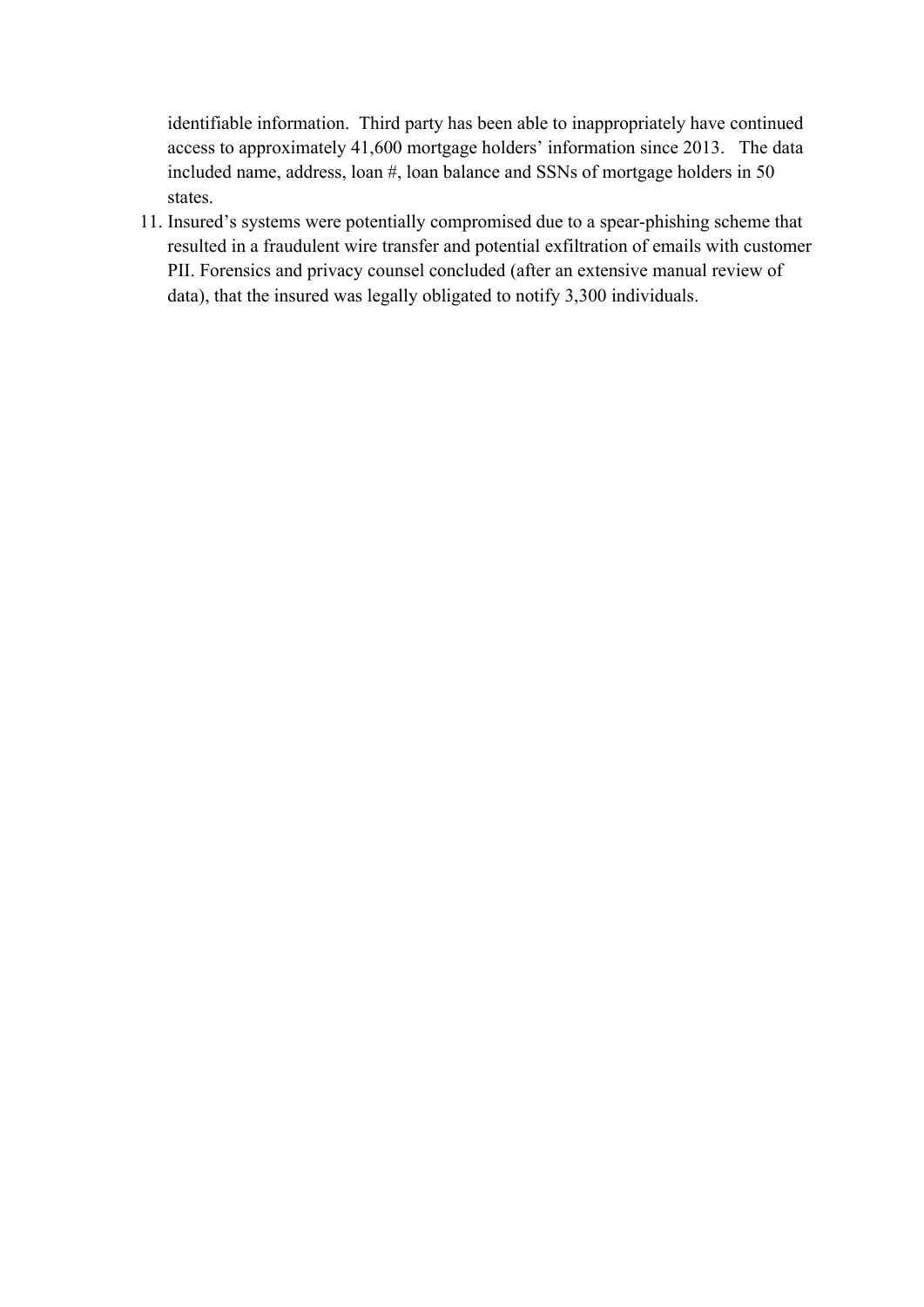identifiable information.  Third party has been able to inappropriately have continued access to approximately 41,600 mortgage holders' information since 2013.   The data included name, address, loan #, loan balance and SSNs of mortgage holders in 50 states.

11. Insured's systems were potentially compromised due to a spear-phishing scheme that resulted in a fraudulent wire transfer and potential exfiltration of emails with customer PII. Forensics and privacy counsel concluded (after an extensive manual review of data), that the insured was legally obligated to notify 3,300 individuals.